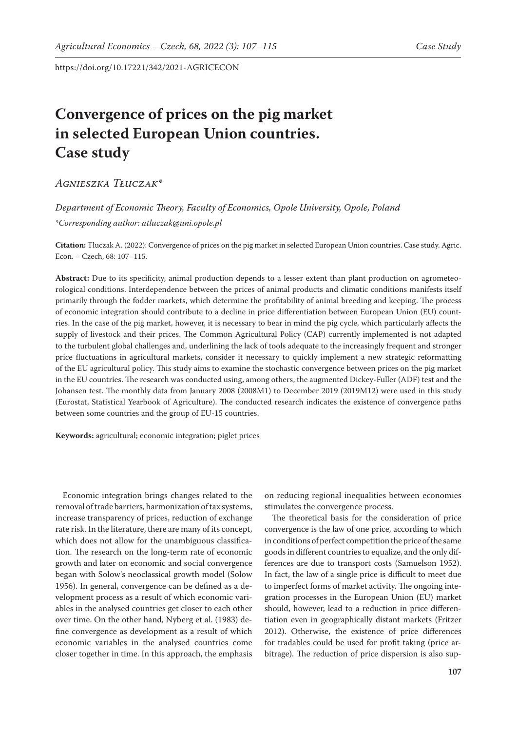https://doi.org/10.17221/342/2021-AGRICECON

# Convergence of prices on the pig market in selected European Union countries. Case study

*Agnieszka Tłuczak**

*Department of Economic Theory, Faculty of Economics, Opole University, Opole, Poland*

*\*Corresponding author: atluczak@uni.opole.pl*

**Citation:** Tłuczak A. (2022): Convergence of prices on the pig market in selected European Union countries. Case study. Agric. Econ. – Czech, 68: 107–115.

**Abstract:** Due to its specificity, animal production depends to a lesser extent than plant production on agrometeorological conditions. Interdependence between the prices of animal products and climatic conditions manifests itself primarily through the fodder markets, which determine the profitability of animal breeding and keeping. The process of economic integration should contribute to a decline in price differentiation between European Union (EU) countries. In the case of the pig market, however, it is necessary to bear in mind the pig cycle, which particularly affects the supply of livestock and their prices. The Common Agricultural Policy (CAP) currently implemented is not adapted to the turbulent global challenges and, underlining the lack of tools adequate to the increasingly frequent and stronger price fluctuations in agricultural markets, consider it necessary to quickly implement a new strategic reformatting of the EU agricultural policy. This study aims to examine the stochastic convergence between prices on the pig market in the EU countries. The research was conducted using, among others, the augmented Dickey-Fuller (ADF) test and the Johansen test. The monthly data from January 2008 (2008M1) to December 2019 (2019M12) were used in this study (Eurostat, Statistical Yearbook of Agriculture). The conducted research indicates the existence of convergence paths between some countries and the group of EU-15 countries.

**Keywords:** agricultural; economic integration; piglet prices

Economic integration brings changes related to the removal of trade barriers, harmonization of tax systems, increase transparency of prices, reduction of exchange rate risk. In the literature, there are many of its concept, which does not allow for the unambiguous classification. The research on the long-term rate of economic growth and later on economic and social convergence began with Solow's neoclassical growth model (Solow 1956). In general, convergence can be defined as a development process as a result of which economic variables in the analysed countries get closer to each other over time. On the other hand, Nyberg et al. (1983) define convergence as development as a result of which economic variables in the analysed countries come closer together in time. In this approach, the emphasis on reducing regional inequalities between economies stimulates the convergence process.

The theoretical basis for the consideration of price convergence is the law of one price, according to which in conditions of perfect competition the price of the same goods in different countries to equalize, and the only differences are due to transport costs (Samuelson 1952). In fact, the law of a single price is difficult to meet due to imperfect forms of market activity. The ongoing integration processes in the European Union (EU) market should, however, lead to a reduction in price differentiation even in geographically distant markets (Fritzer 2012). Otherwise, the existence of price differences for tradables could be used for profit taking (price arbitrage). The reduction of price dispersion is also sup-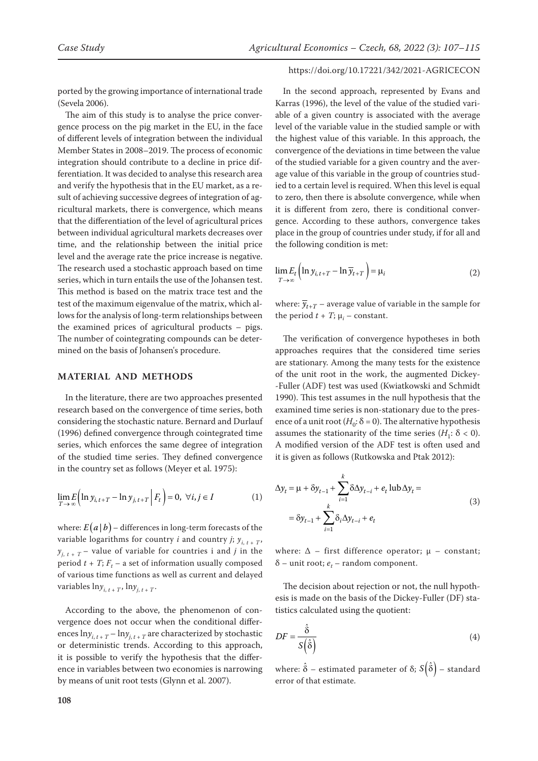ported by the growing importance of international trade (Sevela 2006).

The aim of this study is to analyse the price convergence process on the pig market in the EU, in the face of different levels of integration between the individual Member States in 2008–2019. The process of economic integration should contribute to a decline in price differentiation. It was decided to analyse this research area and verify the hypothesis that in the EU market, as a result of achieving successive degrees of integration of agricultural markets, there is convergence, which means that the differentiation of the level of agricultural prices between individual agricultural markets decreases over time, and the relationship between the initial price level and the average rate the price increase is negative. The research used a stochastic approach based on time series, which in turn entails the use of the Johansen test. This method is based on the matrix trace test and the test of the maximum eigenvalue of the matrix, which allows for the analysis of long-term relationships between the examined prices of agricultural products – pigs. The number of cointegrating compounds can be determined on the basis of Johansen's procedure.

## MATERIAL AND METHODS

In the literature, there are two approaches presented research based on the convergence of time series, both considering the stochastic nature. Bernard and Durlauf (1996) defined convergence through cointegrated time series, which enforces the same degree of integration of the studied time series. They defined convergence in the country set as follows (Meyer et al. 1975):

$$\lim_{T \to \infty} E\left(\ln y_{i,t+T} - \ln y_{j,t+T} \,\middle|\, F_t\right) = 0, \ \forall i, j \in I \tag{1}$$

where: $E(a|b)$ – differences in long-term forecasts of the variable logarithms for country $i$ and country $j$; $y_{i,t+T}$, $y_{j,t+T}$ – value of variable for countries i and $j$ in the period $t + T$; $F_t$ – a set of information usually composed of various time functions as well as current and delayed variables $\ln y_{i,t+T}$, $\ln y_{j,t+T}$.

According to the above, the phenomenon of convergence does not occur when the conditional differences $\ln y_{i,t+T} - \ln y_{j,t+T}$ are characterized by stochastic or deterministic trends. According to this approach, it is possible to verify the hypothesis that the difference in variables between two economies is narrowing by means of unit root tests (Glynn et al. 2007).

In the second approach, represented by Evans and Karras (1996), the level of the value of the studied variable of a given country is associated with the average level of the variable value in the studied sample or with the highest value of this variable. In this approach, the convergence of the deviations in time between the value of the studied variable for a given country and the average value of this variable in the group of countries studied to a certain level is required. When this level is equal to zero, then there is absolute convergence, while when it is different from zero, there is conditional convergence. According to these authors, convergence takes place in the group of countries under study, if for all and the following condition is met:

$$\lim_{T \to \infty} E_t\left(\ln y_{i,t+T} - \ln \overline{y}_{t+T}\right) = \mu_i \tag{2}$$

where: $\overline{y}_{t+T}$ – average value of variable in the sample for the period $t + T$; $\mu_i$ – constant.

The verification of convergence hypotheses in both approaches requires that the considered time series are stationary. Among the many tests for the existence of the unit root in the work, the augmented Dickey-Fuller (ADF) test was used (Kwiatkowski and Schmidt 1990). This test assumes in the null hypothesis that the examined time series is non-stationary due to the presence of a unit root ($H_0$: $\delta = 0$). The alternative hypothesis assumes the stationarity of the time series ($H_1$: $\delta < 0$). A modified version of the ADF test is often used and it is given as follows (Rutkowska and Ptak 2012):

$$\Delta y_t = \mu + \delta y_{t-1} + \sum_{i=1}^{k} \delta \Delta y_{t-i} + e_t \text{ lub } \Delta y_t = \\ = \delta y_{t-1} + \sum_{i=1}^{k} \delta_i \Delta y_{t-i} + e_t \tag{3}$$

where: $\Delta$ – first difference operator; $\mu$ – constant; $\delta$ – unit root; $e_t$ – random component.

The decision about rejection or not, the null hypothesis is made on the basis of the Dickey-Fuller (DF) statistics calculated using the quotient:

$$DF = \frac{\hat{\delta}}{S\left(\hat{\delta}\right)} \tag{4}$$

where: $\hat{\delta}$ – estimated parameter of $\delta$; $S\left(\hat{\delta}\right)$ – standard error of that estimate.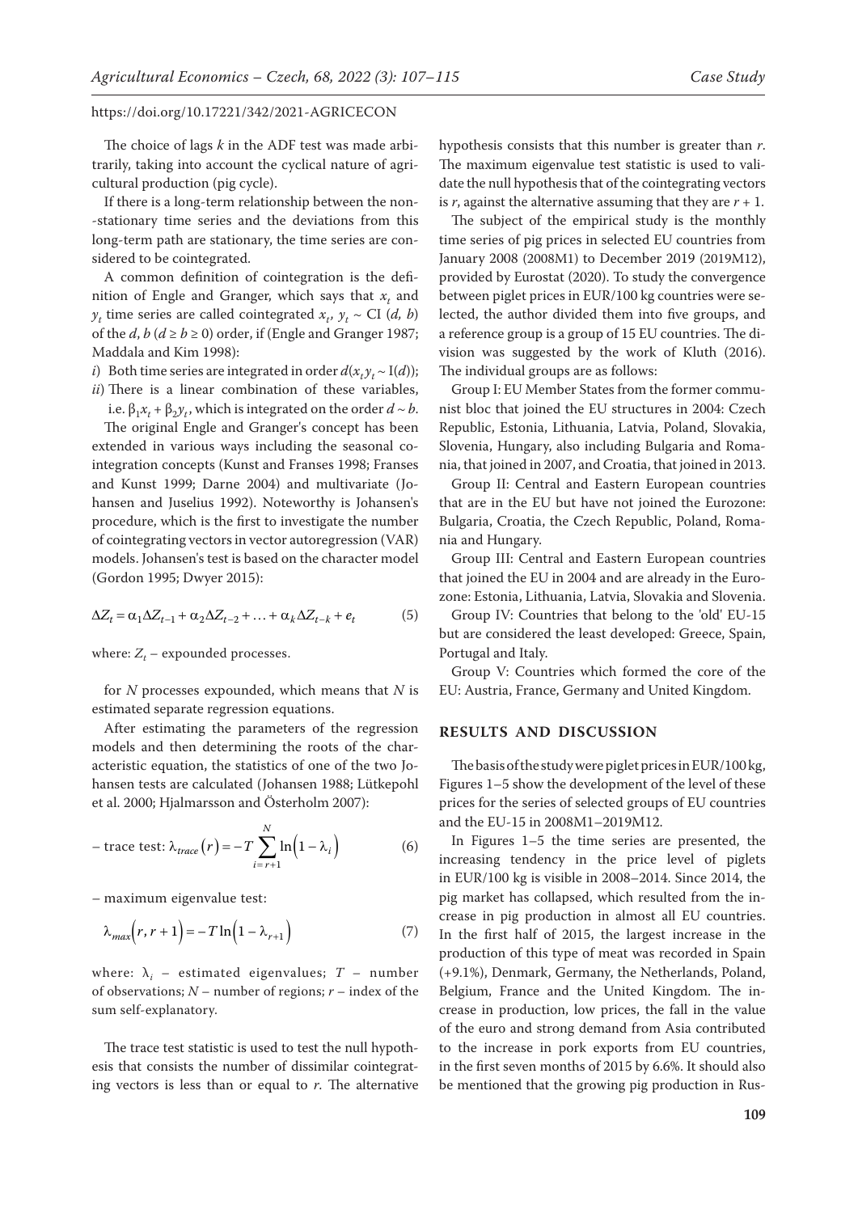The choice of lags $k$ in the ADF test was made arbitrarily, taking into account the cyclical nature of agricultural production (pig cycle).

If there is a long-term relationship between the non-stationary time series and the deviations from this long-term path are stationary, the time series are considered to be cointegrated.

A common definition of cointegration is the definition of Engle and Granger, which says that $x_t$ and $y_t$ time series are called cointegrated $x_t$, $y_t \sim \mathrm{CI}\ (d, b)$ of the $d$, $b$ ($d \geq b \geq 0$) order, if (Engle and Granger 1987; Maddala and Kim 1998):

*i*) Both time series are integrated in order $d(x_t y_t \sim \mathrm{I}(d))$;
*ii*) There is a linear combination of these variables, i.e. $\beta_1 x_t + \beta_2 y_t$, which is integrated on the order $d \sim b$.

The original Engle and Granger's concept has been extended in various ways including the seasonal cointegration concepts (Kunst and Franses 1998; Franses and Kunst 1999; Darne 2004) and multivariate (Johansen and Juselius 1992). Noteworthy is Johansen's procedure, which is the first to investigate the number of cointegrating vectors in vector autoregression (VAR) models. Johansen's test is based on the character model (Gordon 1995; Dwyer 2015):

$$\Delta Z_t = \alpha_1 \Delta Z_{t-1} + \alpha_2 \Delta Z_{t-2} + \ldots + \alpha_k \Delta Z_{t-k} + e_t \tag{5}$$

where: $Z_t$ – expounded processes.

for $N$ processes expounded, which means that $N$ is estimated separate regression equations.

After estimating the parameters of the regression models and then determining the roots of the characteristic equation, the statistics of one of the two Johansen tests are calculated (Johansen 1988; Lütkepohl et al. 2000; Hjalmarsson and Österholm 2007):

– trace test: $$\lambda_{trace}(r) = -T \sum_{i=r+1}^{N} \ln\left(1 - \lambda_i\right) \tag{6}$$

– maximum eigenvalue test:

$$\lambda_{max}\left(r, r+1\right) = -T \ln\left(1 - \lambda_{r+1}\right) \tag{7}$$

where: $\lambda_i$ – estimated eigenvalues; $T$ – number of observations; $N$ – number of regions; $r$ – index of the sum self-explanatory.

The trace test statistic is used to test the null hypothesis that consists the number of dissimilar cointegrating vectors is less than or equal to $r$. The alternative hypothesis consists that this number is greater than $r$. The maximum eigenvalue test statistic is used to validate the null hypothesis that of the cointegrating vectors is $r$, against the alternative assuming that they are $r + 1$.

The subject of the empirical study is the monthly time series of pig prices in selected EU countries from January 2008 (2008M1) to December 2019 (2019M12), provided by Eurostat (2020). To study the convergence between piglet prices in EUR/100 kg countries were selected, the author divided them into five groups, and a reference group is a group of 15 EU countries. The division was suggested by the work of Kluth (2016). The individual groups are as follows:

Group I: EU Member States from the former communist bloc that joined the EU structures in 2004: Czech Republic, Estonia, Lithuania, Latvia, Poland, Slovakia, Slovenia, Hungary, also including Bulgaria and Romania, that joined in 2007, and Croatia, that joined in 2013.

Group II: Central and Eastern European countries that are in the EU but have not joined the Eurozone: Bulgaria, Croatia, the Czech Republic, Poland, Romania and Hungary.

Group III: Central and Eastern European countries that joined the EU in 2004 and are already in the Eurozone: Estonia, Lithuania, Latvia, Slovakia and Slovenia.

Group IV: Countries that belong to the 'old' EU-15 but are considered the least developed: Greece, Spain, Portugal and Italy.

Group V: Countries which formed the core of the EU: Austria, France, Germany and United Kingdom.

## RESULTS AND DISCUSSION

The basis of the study were piglet prices in EUR/100 kg, Figures 1–5 show the development of the level of these prices for the series of selected groups of EU countries and the EU-15 in 2008M1–2019M12.

In Figures 1–5 the time series are presented, the increasing tendency in the price level of piglets in EUR/100 kg is visible in 2008–2014. Since 2014, the pig market has collapsed, which resulted from the increase in pig production in almost all EU countries. In the first half of 2015, the largest increase in the production of this type of meat was recorded in Spain (+9.1%), Denmark, Germany, the Netherlands, Poland, Belgium, France and the United Kingdom. The increase in production, low prices, the fall in the value of the euro and strong demand from Asia contributed to the increase in pork exports from EU countries, in the first seven months of 2015 by 6.6%. It should also be mentioned that the growing pig production in Rus-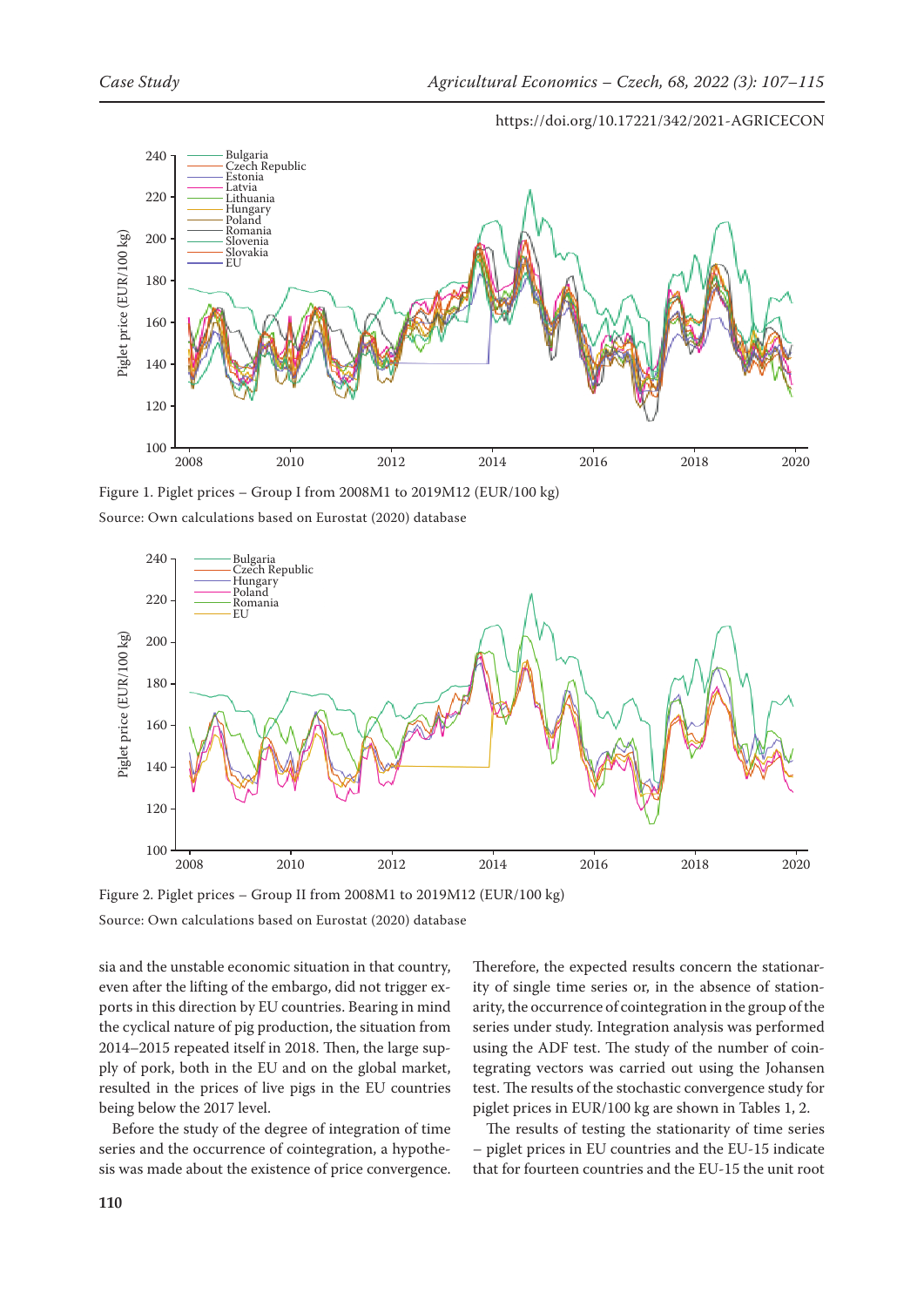Figure 1. Piglet prices – Group I from 2008M1 to 2019M12 (EUR/100 kg)

Source: Own calculations based on Eurostat (2020) database

Figure 2. Piglet prices – Group II from 2008M1 to 2019M12 (EUR/100 kg)

Source: Own calculations based on Eurostat (2020) database

sia and the unstable economic situation in that country, even after the lifting of the embargo, did not trigger exports in this direction by EU countries. Bearing in mind the cyclical nature of pig production, the situation from 2014–2015 repeated itself in 2018. Then, the large supply of pork, both in the EU and on the global market, resulted in the prices of live pigs in the EU countries being below the 2017 level.

Before the study of the degree of integration of time series and the occurrence of cointegration, a hypothesis was made about the existence of price convergence. Therefore, the expected results concern the stationarity of single time series or, in the absence of stationarity, the occurrence of cointegration in the group of the series under study. Integration analysis was performed using the ADF test. The study of the number of cointegrating vectors was carried out using the Johansen test. The results of the stochastic convergence study for piglet prices in EUR/100 kg are shown in Tables 1, 2.

The results of testing the stationarity of time series – piglet prices in EU countries and the EU-15 indicate that for fourteen countries and the EU-15 the unit root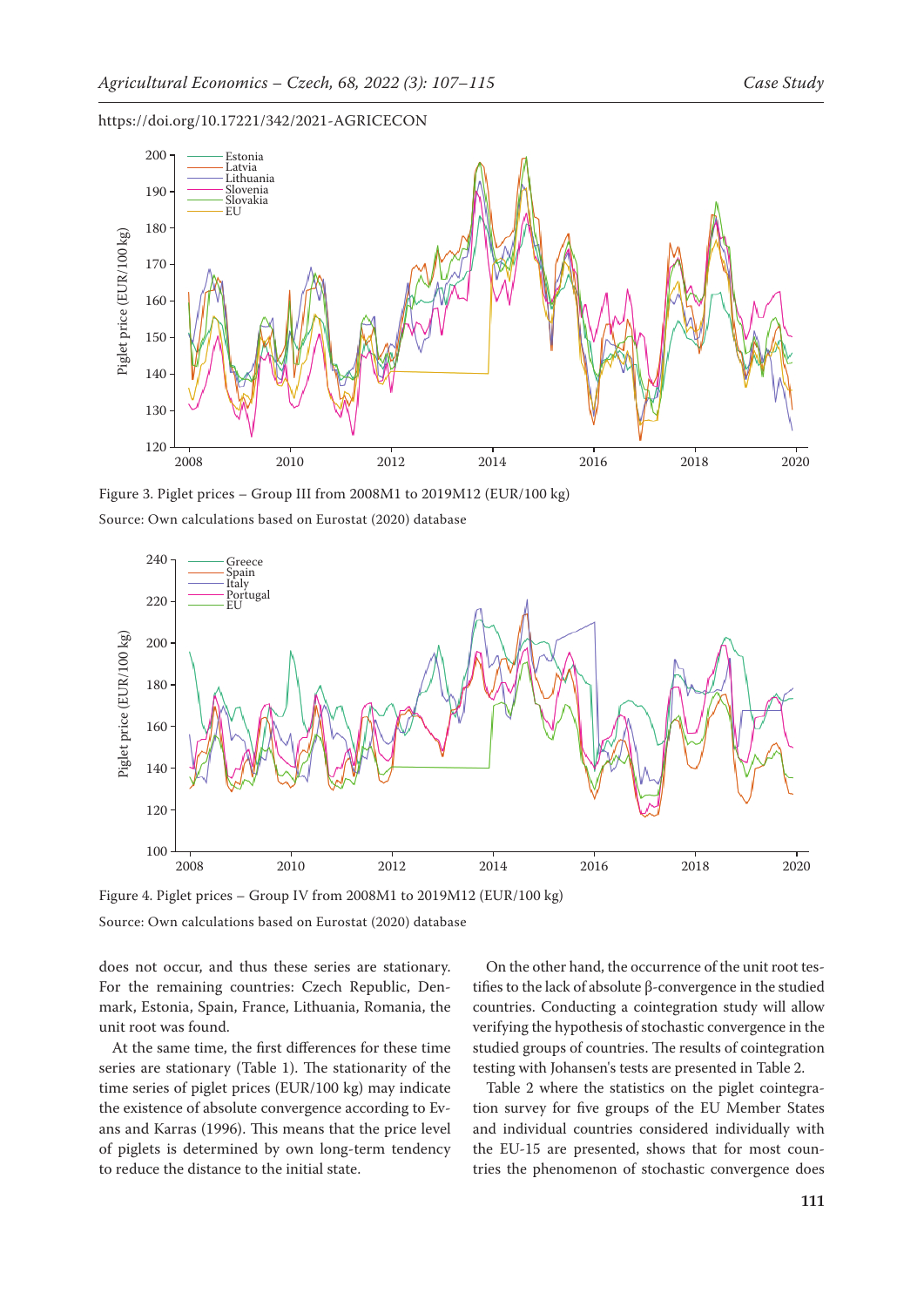Figure 3. Piglet prices – Group III from 2008M1 to 2019M12 (EUR/100 kg)

Source: Own calculations based on Eurostat (2020) database

Figure 4. Piglet prices – Group IV from 2008M1 to 2019M12 (EUR/100 kg)

Source: Own calculations based on Eurostat (2020) database

does not occur, and thus these series are stationary. For the remaining countries: Czech Republic, Denmark, Estonia, Spain, France, Lithuania, Romania, the unit root was found.

At the same time, the first differences for these time series are stationary (Table 1). The stationarity of the time series of piglet prices (EUR/100 kg) may indicate the existence of absolute convergence according to Evans and Karras (1996). This means that the price level of piglets is determined by own long-term tendency to reduce the distance to the initial state.

On the other hand, the occurrence of the unit root testifies to the lack of absolute β-convergence in the studied countries. Conducting a cointegration study will allow verifying the hypothesis of stochastic convergence in the studied groups of countries. The results of cointegration testing with Johansen's tests are presented in Table 2.

Table 2 where the statistics on the piglet cointegration survey for five groups of the EU Member States and individual countries considered individually with the EU-15 are presented, shows that for most countries the phenomenon of stochastic convergence does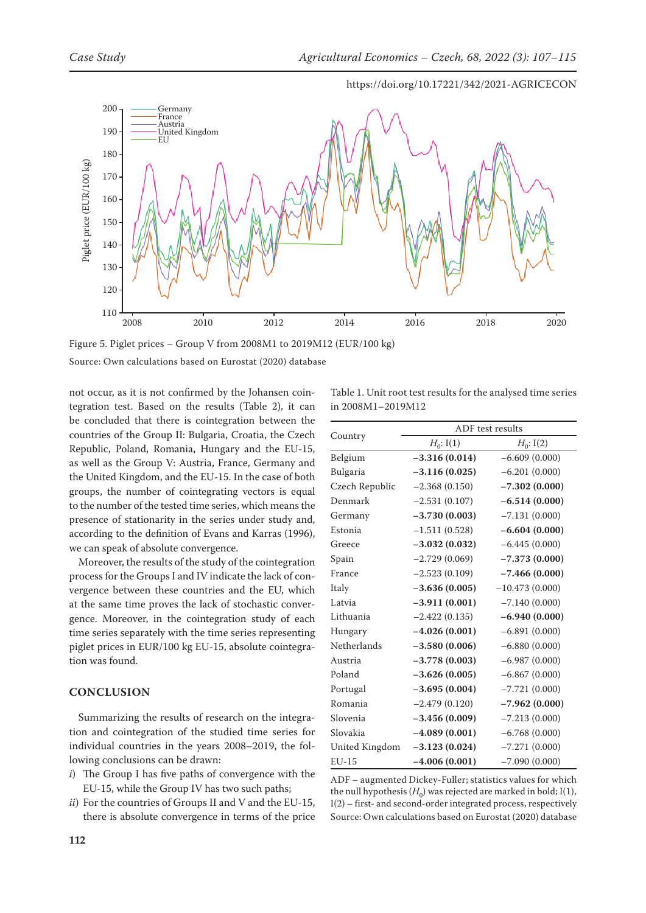Figure 5. Piglet prices – Group V from 2008M1 to 2019M12 (EUR/100 kg)

Source: Own calculations based on Eurostat (2020) database

not occur, as it is not confirmed by the Johansen cointegration test. Based on the results (Table 2), it can be concluded that there is cointegration between the countries of the Group II: Bulgaria, Croatia, the Czech Republic, Poland, Romania, Hungary and the EU-15, as well as the Group V: Austria, France, Germany and the United Kingdom, and the EU-15. In the case of both groups, the number of cointegrating vectors is equal to the number of the tested time series, which means the presence of stationarity in the series under study and, according to the definition of Evans and Karras (1996), we can speak of absolute convergence.

Moreover, the results of the study of the cointegration process for the Groups I and IV indicate the lack of convergence between these countries and the EU, which at the same time proves the lack of stochastic convergence. Moreover, in the cointegration study of each time series separately with the time series representing piglet prices in EUR/100 kg EU-15, absolute cointegration was found.

Table 1. Unit root test results for the analysed time series in 2008M1–2019M12

| Country | ADF test results | |
|---|---|---|
| | $H_0$: I(1) | $H_0$: I(2) |
| Belgium | **−3.316 (0.014)** | −6.609 (0.000) |
| Bulgaria | **−3.116 (0.025)** | −6.201 (0.000) |
| Czech Republic | −2.368 (0.150) | **−7.302 (0.000)** |
| Denmark | −2.531 (0.107) | **−6.514 (0.000)** |
| Germany | **−3.730 (0.003)** | −7.131 (0.000) |
| Estonia | −1.511 (0.528) | **−6.604 (0.000)** |
| Greece | **−3.032 (0.032)** | −6.445 (0.000) |
| Spain | −2.729 (0.069) | **−7.373 (0.000)** |
| France | −2.523 (0.109) | **−7.466 (0.000)** |
| Italy | **−3.636 (0.005)** | −10.473 (0.000) |
| Latvia | **−3.911 (0.001)** | −7.140 (0.000) |
| Lithuania | −2.422 (0.135) | **−6.940 (0.000)** |
| Hungary | **−4.026 (0.001)** | −6.891 (0.000) |
| Netherlands | **−3.580 (0.006)** | −6.880 (0.000) |
| Austria | **−3.778 (0.003)** | −6.987 (0.000) |
| Poland | **−3.626 (0.005)** | −6.867 (0.000) |
| Portugal | **−3.695 (0.004)** | −7.721 (0.000) |
| Romania | −2.479 (0.120) | **−7.962 (0.000)** |
| Slovenia | **−3.456 (0.009)** | −7.213 (0.000) |
| Slovakia | **−4.089 (0.001)** | −6.768 (0.000) |
| United Kingdom | **−3.123 (0.024)** | −7.271 (0.000) |
| EU-15 | **−4.006 (0.001)** | −7.090 (0.000) |

ADF – augmented Dickey-Fuller; statistics values for which the null hypothesis ($H_0$) was rejected are marked in bold; I(1), I(2) – first- and second-order integrated process, respectively

Source: Own calculations based on Eurostat (2020) database

## CONCLUSION

Summarizing the results of research on the integration and cointegration of the studied time series for individual countries in the years 2008–2019, the following conclusions can be drawn:

*i*) The Group I has five paths of convergence with the EU-15, while the Group IV has two such paths;

*ii*) For the countries of Groups II and V and the EU-15, there is absolute convergence in terms of the price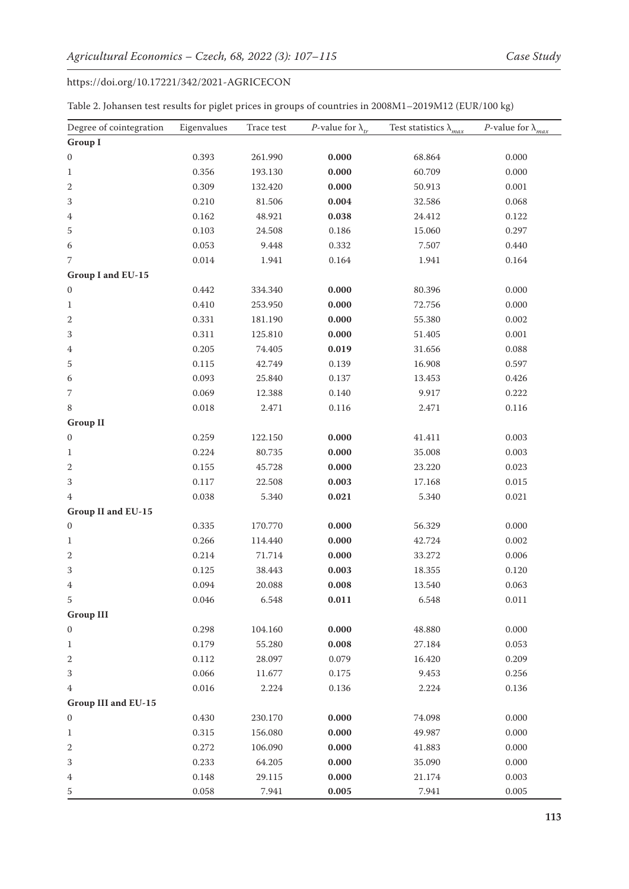Table 2. Johansen test results for piglet prices in groups of countries in 2008M1–2019M12 (EUR/100 kg)

| Degree of cointegration | Eigenvalues | Trace test | *P*-value for $\lambda_{tr}$ | Test statistics $\lambda_{max}$ | *P*-value for $\lambda_{max}$ |
|---|---|---|---|---|---|
| **Group I** | | | | | |
| 0 | 0.393 | 261.990 | **0.000** | 68.864 | 0.000 |
| 1 | 0.356 | 193.130 | **0.000** | 60.709 | 0.000 |
| 2 | 0.309 | 132.420 | **0.000** | 50.913 | 0.001 |
| 3 | 0.210 | 81.506 | **0.004** | 32.586 | 0.068 |
| 4 | 0.162 | 48.921 | **0.038** | 24.412 | 0.122 |
| 5 | 0.103 | 24.508 | 0.186 | 15.060 | 0.297 |
| 6 | 0.053 | 9.448 | 0.332 | 7.507 | 0.440 |
| 7 | 0.014 | 1.941 | 0.164 | 1.941 | 0.164 |
| **Group I and EU-15** | | | | | |
| 0 | 0.442 | 334.340 | **0.000** | 80.396 | 0.000 |
| 1 | 0.410 | 253.950 | **0.000** | 72.756 | 0.000 |
| 2 | 0.331 | 181.190 | **0.000** | 55.380 | 0.002 |
| 3 | 0.311 | 125.810 | **0.000** | 51.405 | 0.001 |
| 4 | 0.205 | 74.405 | **0.019** | 31.656 | 0.088 |
| 5 | 0.115 | 42.749 | 0.139 | 16.908 | 0.597 |
| 6 | 0.093 | 25.840 | 0.137 | 13.453 | 0.426 |
| 7 | 0.069 | 12.388 | 0.140 | 9.917 | 0.222 |
| 8 | 0.018 | 2.471 | 0.116 | 2.471 | 0.116 |
| **Group II** | | | | | |
| 0 | 0.259 | 122.150 | **0.000** | 41.411 | 0.003 |
| 1 | 0.224 | 80.735 | **0.000** | 35.008 | 0.003 |
| 2 | 0.155 | 45.728 | **0.000** | 23.220 | 0.023 |
| 3 | 0.117 | 22.508 | **0.003** | 17.168 | 0.015 |
| 4 | 0.038 | 5.340 | **0.021** | 5.340 | 0.021 |
| **Group II and EU-15** | | | | | |
| 0 | 0.335 | 170.770 | **0.000** | 56.329 | 0.000 |
| 1 | 0.266 | 114.440 | **0.000** | 42.724 | 0.002 |
| 2 | 0.214 | 71.714 | **0.000** | 33.272 | 0.006 |
| 3 | 0.125 | 38.443 | **0.003** | 18.355 | 0.120 |
| 4 | 0.094 | 20.088 | **0.008** | 13.540 | 0.063 |
| 5 | 0.046 | 6.548 | **0.011** | 6.548 | 0.011 |
| **Group III** | | | | | |
| 0 | 0.298 | 104.160 | **0.000** | 48.880 | 0.000 |
| 1 | 0.179 | 55.280 | **0.008** | 27.184 | 0.053 |
| 2 | 0.112 | 28.097 | 0.079 | 16.420 | 0.209 |
| 3 | 0.066 | 11.677 | 0.175 | 9.453 | 0.256 |
| 4 | 0.016 | 2.224 | 0.136 | 2.224 | 0.136 |
| **Group III and EU-15** | | | | | |
| 0 | 0.430 | 230.170 | **0.000** | 74.098 | 0.000 |
| 1 | 0.315 | 156.080 | **0.000** | 49.987 | 0.000 |
| 2 | 0.272 | 106.090 | **0.000** | 41.883 | 0.000 |
| 3 | 0.233 | 64.205 | **0.000** | 35.090 | 0.000 |
| 4 | 0.148 | 29.115 | **0.000** | 21.174 | 0.003 |
| 5 | 0.058 | 7.941 | **0.005** | 7.941 | 0.005 |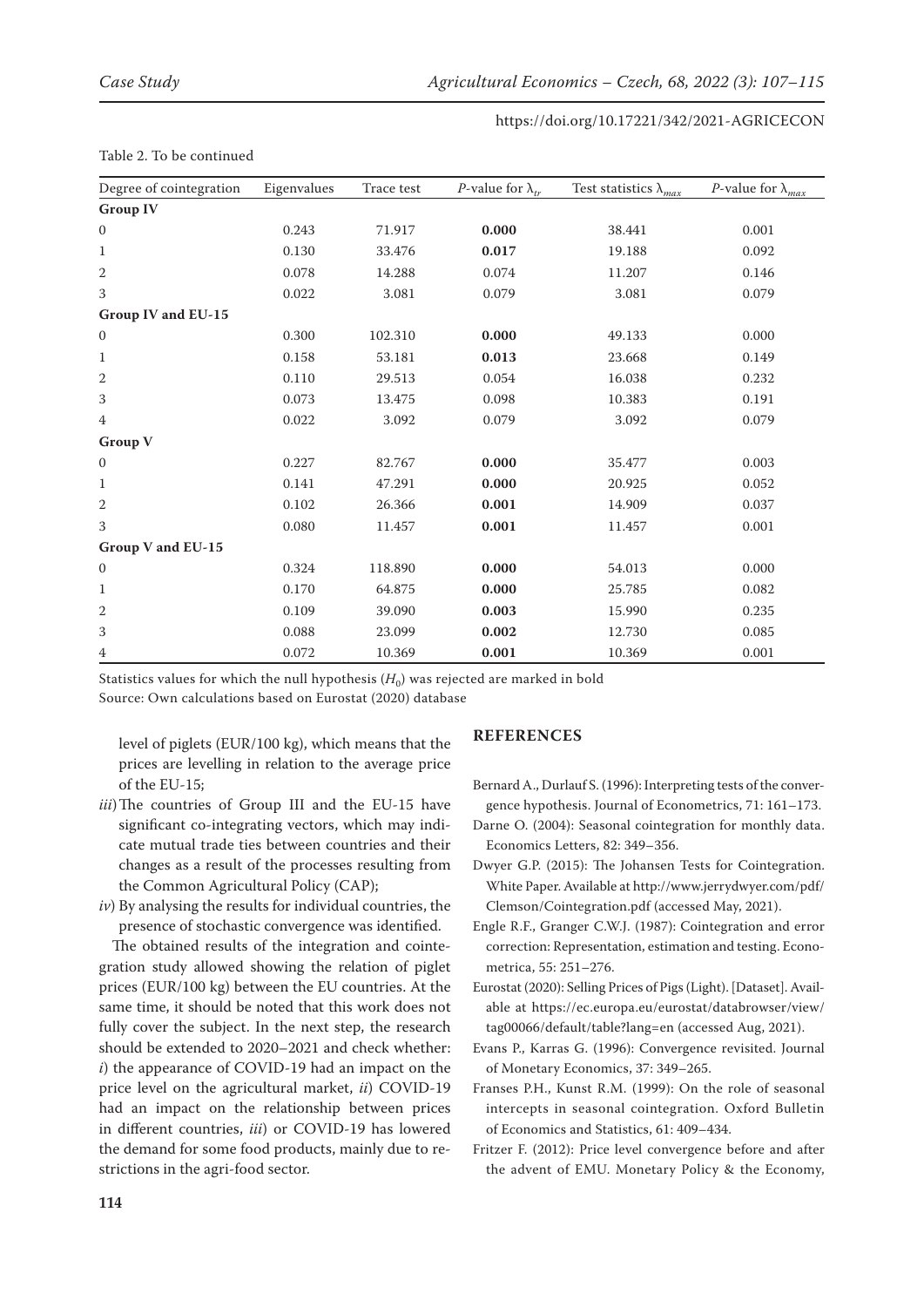Table 2. To be continued

| Degree of cointegration | Eigenvalues | Trace test | $P$-value for $\lambda_{tr}$ | Test statistics $\lambda_{max}$ | $P$-value for $\lambda_{max}$ |
|---|---|---|---|---|---|
| **Group IV** | | | | | |
| 0 | 0.243 | 71.917 | **0.000** | 38.441 | 0.001 |
| 1 | 0.130 | 33.476 | **0.017** | 19.188 | 0.092 |
| 2 | 0.078 | 14.288 | 0.074 | 11.207 | 0.146 |
| 3 | 0.022 | 3.081 | 0.079 | 3.081 | 0.079 |
| **Group IV and EU-15** | | | | | |
| 0 | 0.300 | 102.310 | **0.000** | 49.133 | 0.000 |
| 1 | 0.158 | 53.181 | **0.013** | 23.668 | 0.149 |
| 2 | 0.110 | 29.513 | 0.054 | 16.038 | 0.232 |
| 3 | 0.073 | 13.475 | 0.098 | 10.383 | 0.191 |
| 4 | 0.022 | 3.092 | 0.079 | 3.092 | 0.079 |
| **Group V** | | | | | |
| 0 | 0.227 | 82.767 | **0.000** | 35.477 | 0.003 |
| 1 | 0.141 | 47.291 | **0.000** | 20.925 | 0.052 |
| 2 | 0.102 | 26.366 | **0.001** | 14.909 | 0.037 |
| 3 | 0.080 | 11.457 | **0.001** | 11.457 | 0.001 |
| **Group V and EU-15** | | | | | |
| 0 | 0.324 | 118.890 | **0.000** | 54.013 | 0.000 |
| 1 | 0.170 | 64.875 | **0.000** | 25.785 | 0.082 |
| 2 | 0.109 | 39.090 | **0.003** | 15.990 | 0.235 |
| 3 | 0.088 | 23.099 | **0.002** | 12.730 | 0.085 |
| 4 | 0.072 | 10.369 | **0.001** | 10.369 | 0.001 |

Statistics values for which the null hypothesis ($H_0$) was rejected are marked in bold

Source: Own calculations based on Eurostat (2020) database

level of piglets (EUR/100 kg), which means that the prices are levelling in relation to the average price of the EU-15;

*iii*) The countries of Group III and the EU-15 have significant co-integrating vectors, which may indicate mutual trade ties between countries and their changes as a result of the processes resulting from the Common Agricultural Policy (CAP);

*iv*) By analysing the results for individual countries, the presence of stochastic convergence was identified.

The obtained results of the integration and cointegration study allowed showing the relation of piglet prices (EUR/100 kg) between the EU countries. At the same time, it should be noted that this work does not fully cover the subject. In the next step, the research should be extended to 2020–2021 and check whether: *i*) the appearance of COVID-19 had an impact on the price level on the agricultural market, *ii*) COVID-19 had an impact on the relationship between prices in different countries, *iii*) or COVID-19 has lowered the demand for some food products, mainly due to restrictions in the agri-food sector.

## REFERENCES

Bernard A., Durlauf S. (1996): Interpreting tests of the convergence hypothesis. Journal of Econometrics, 71: 161–173.

Darne O. (2004): Seasonal cointegration for monthly data. Economics Letters, 82: 349–356.

Dwyer G.P. (2015): The Johansen Tests for Cointegration. White Paper. Available at http://www.jerrydwyer.com/pdf/Clemson/Cointegration.pdf (accessed May, 2021).

Engle R.F., Granger C.W.J. (1987): Cointegration and error correction: Representation, estimation and testing. Econometrica, 55: 251–276.

Eurostat (2020): Selling Prices of Pigs (Light). [Dataset]. Available at https://ec.europa.eu/eurostat/databrowser/view/tag00066/default/table?lang=en (accessed Aug, 2021).

Evans P., Karras G. (1996): Convergence revisited. Journal of Monetary Economics, 37: 349–265.

Franses P.H., Kunst R.M. (1999): On the role of seasonal intercepts in seasonal cointegration. Oxford Bulletin of Economics and Statistics, 61: 409–434.

Fritzer F. (2012): Price level convergence before and after the advent of EMU. Monetary Policy & the Economy,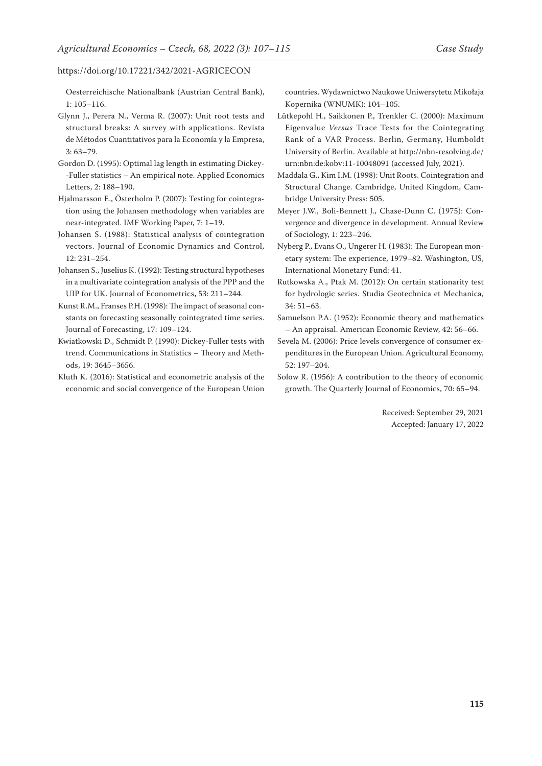Oesterreichische Nationalbank (Austrian Central Bank), 1: 105–116.

Glynn J., Perera N., Verma R. (2007): Unit root tests and structural breaks: A survey with applications. Revista de Métodos Cuantitativos para la Economía y la Empresa, 3: 63–79.

Gordon D. (1995): Optimal lag length in estimating Dickey--Fuller statistics – An empirical note. Applied Economics Letters, 2: 188–190.

Hjalmarsson E., Österholm P. (2007): Testing for cointegration using the Johansen methodology when variables are near-integrated. IMF Working Paper, 7: 1–19.

Johansen S. (1988): Statistical analysis of cointegration vectors. Journal of Economic Dynamics and Control, 12: 231–254.

Johansen S., Juselius K. (1992): Testing structural hypotheses in a multivariate cointegration analysis of the PPP and the UIP for UK. Journal of Econometrics, 53: 211–244.

Kunst R.M., Franses P.H. (1998): The impact of seasonal constants on forecasting seasonally cointegrated time series. Journal of Forecasting, 17: 109–124.

Kwiatkowski D., Schmidt P. (1990): Dickey-Fuller tests with trend. Communications in Statistics – Theory and Methods, 19: 3645–3656.

Kluth K. (2016): Statistical and econometric analysis of the economic and social convergence of the European Union countries. Wydawnictwo Naukowe Uniwersytetu Mikołaja Kopernika (WNUMK): 104–105.

Lütkepohl H., Saikkonen P., Trenkler C. (2000): Maximum Eigenvalue *Versus* Trace Tests for the Cointegrating Rank of a VAR Process. Berlin, Germany, Humboldt University of Berlin. Available at http://nbn-resolving.de/urn:nbn:de:kobv:11-10048091 (accessed July, 2021).

Maddala G., Kim I.M. (1998): Unit Roots. Cointegration and Structural Change. Cambridge, United Kingdom, Cambridge University Press: 505.

Meyer J.W., Boli-Bennett J., Chase-Dunn C. (1975): Convergence and divergence in development. Annual Review of Sociology, 1: 223–246.

Nyberg P., Evans O., Ungerer H. (1983): The European monetary system: The experience, 1979–82. Washington, US, International Monetary Fund: 41.

Rutkowska A., Ptak M. (2012): On certain stationarity test for hydrologic series. Studia Geotechnica et Mechanica, 34: 51–63.

Samuelson P.A. (1952): Economic theory and mathematics – An appraisal. American Economic Review, 42: 56–66.

Sevela M. (2006): Price levels convergence of consumer expenditures in the European Union. Agricultural Economy, 52: 197–204.

Solow R. (1956): A contribution to the theory of economic growth. The Quarterly Journal of Economics, 70: 65–94.

Received: September 29, 2021
Accepted: January 17, 2022